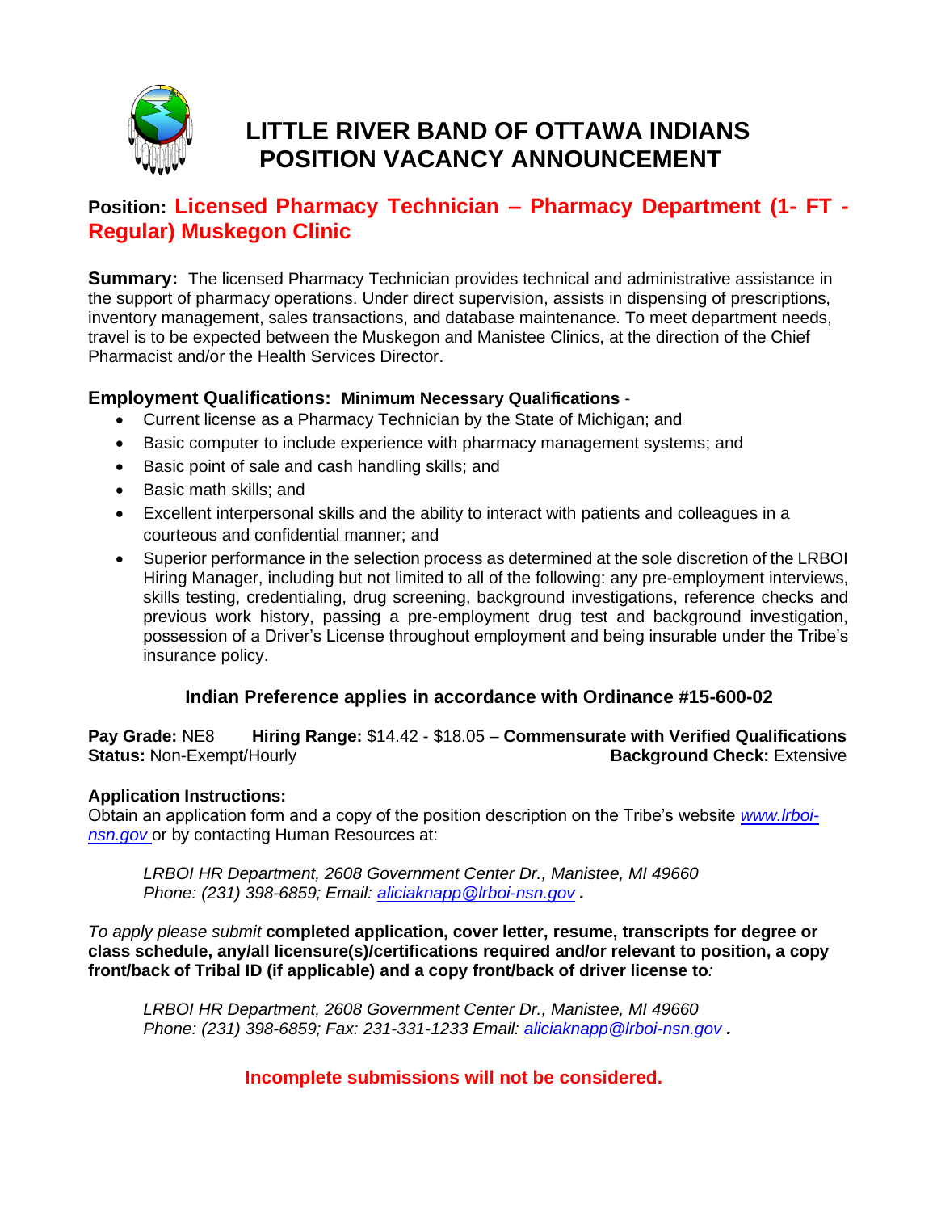# LITTLE RIVER BAND OF OTTAWA INDIANS
# POSITION VACANCY ANNOUNCEMENT

**Position:** **Licensed Pharmacy Technician – Pharmacy Department (1- FT - Regular) Muskegon Clinic**

**Summary:** The licensed Pharmacy Technician provides technical and administrative assistance in the support of pharmacy operations. Under direct supervision, assists in dispensing of prescriptions, inventory management, sales transactions, and database maintenance. To meet department needs, travel is to be expected between the Muskegon and Manistee Clinics, at the direction of the Chief Pharmacist and/or the Health Services Director.

**Employment Qualifications:** **Minimum Necessary Qualifications** -

- Current license as a Pharmacy Technician by the State of Michigan; and
- Basic computer to include experience with pharmacy management systems; and
- Basic point of sale and cash handling skills; and
- Basic math skills; and
- Excellent interpersonal skills and the ability to interact with patients and colleagues in a courteous and confidential manner; and
- Superior performance in the selection process as determined at the sole discretion of the LRBOI Hiring Manager, including but not limited to all of the following: any pre-employment interviews, skills testing, credentialing, drug screening, background investigations, reference checks and previous work history, passing a pre-employment drug test and background investigation, possession of a Driver's License throughout employment and being insurable under the Tribe's insurance policy.

**Indian Preference applies in accordance with Ordinance #15-600-02**

**Pay Grade:** NE8 **Hiring Range:** $14.42 - $18.05 – **Commensurate with Verified Qualifications**
**Status:** Non-Exempt/Hourly **Background Check:** Extensive

**Application Instructions:**
Obtain an application form and a copy of the position description on the Tribe's website *www.lrboi-nsn.gov* or by contacting Human Resources at:

> *LRBOI HR Department, 2608 Government Center Dr., Manistee, MI 49660*
> *Phone: (231) 398-6859; Email: aliciaknapp@lrboi-nsn.gov .*

*To apply please submit* **completed application, cover letter, resume, transcripts for degree or class schedule, any/all licensure(s)/certifications required and/or relevant to position, a copy front/back of Tribal ID (if applicable) and a copy front/back of driver license to***:*

> *LRBOI HR Department, 2608 Government Center Dr., Manistee, MI 49660*
> *Phone: (231) 398-6859; Fax: 231-331-1233 Email: aliciaknapp@lrboi-nsn.gov .*

**Incomplete submissions will not be considered.**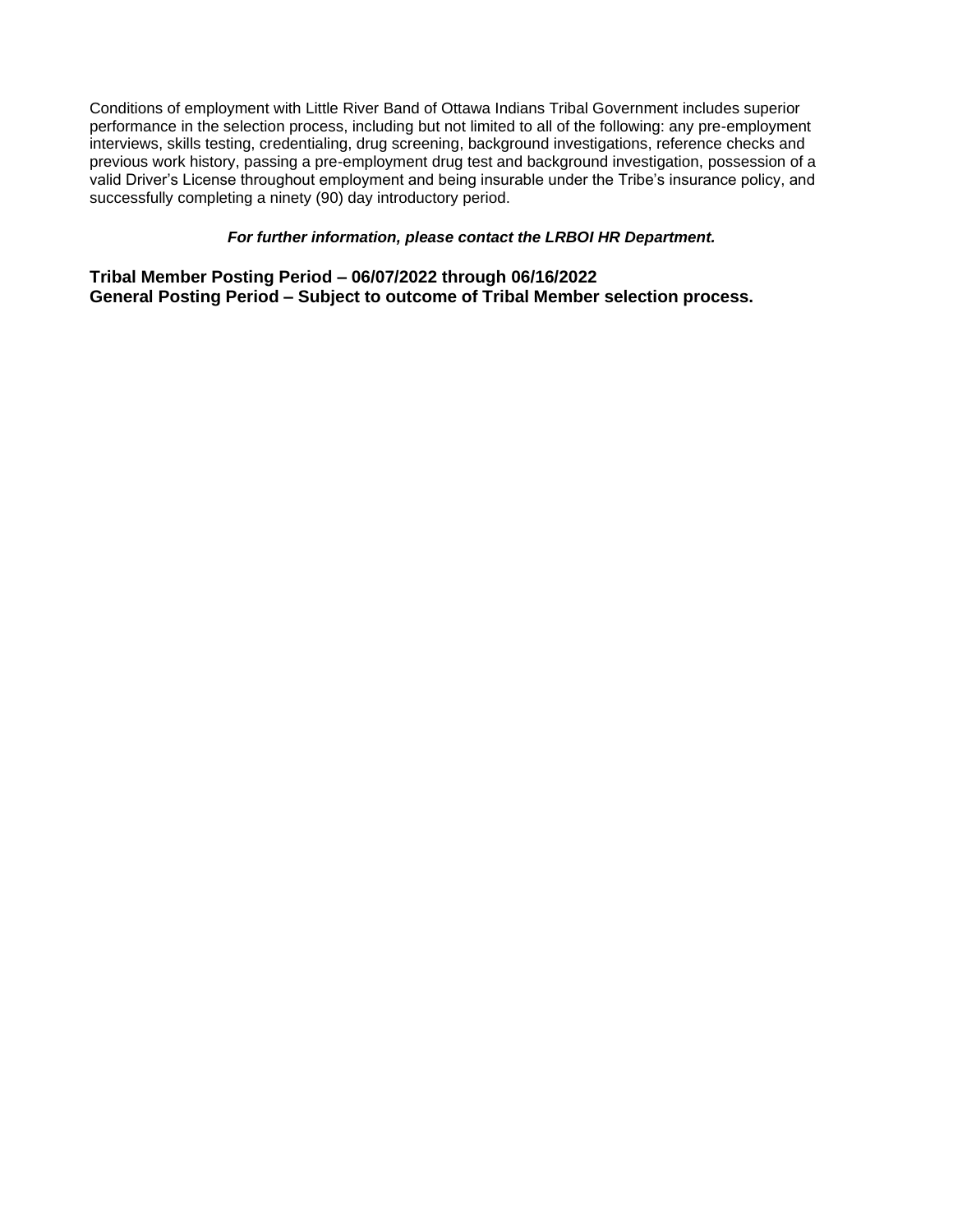Conditions of employment with Little River Band of Ottawa Indians Tribal Government includes superior performance in the selection process, including but not limited to all of the following: any pre-employment interviews, skills testing, credentialing, drug screening, background investigations, reference checks and previous work history, passing a pre-employment drug test and background investigation, possession of a valid Driver's License throughout employment and being insurable under the Tribe's insurance policy, and successfully completing a ninety (90) day introductory period.

***For further information, please contact the LRBOI HR Department.***

**Tribal Member Posting Period – 06/07/2022 through 06/16/2022**
**General Posting Period – Subject to outcome of Tribal Member selection process.**